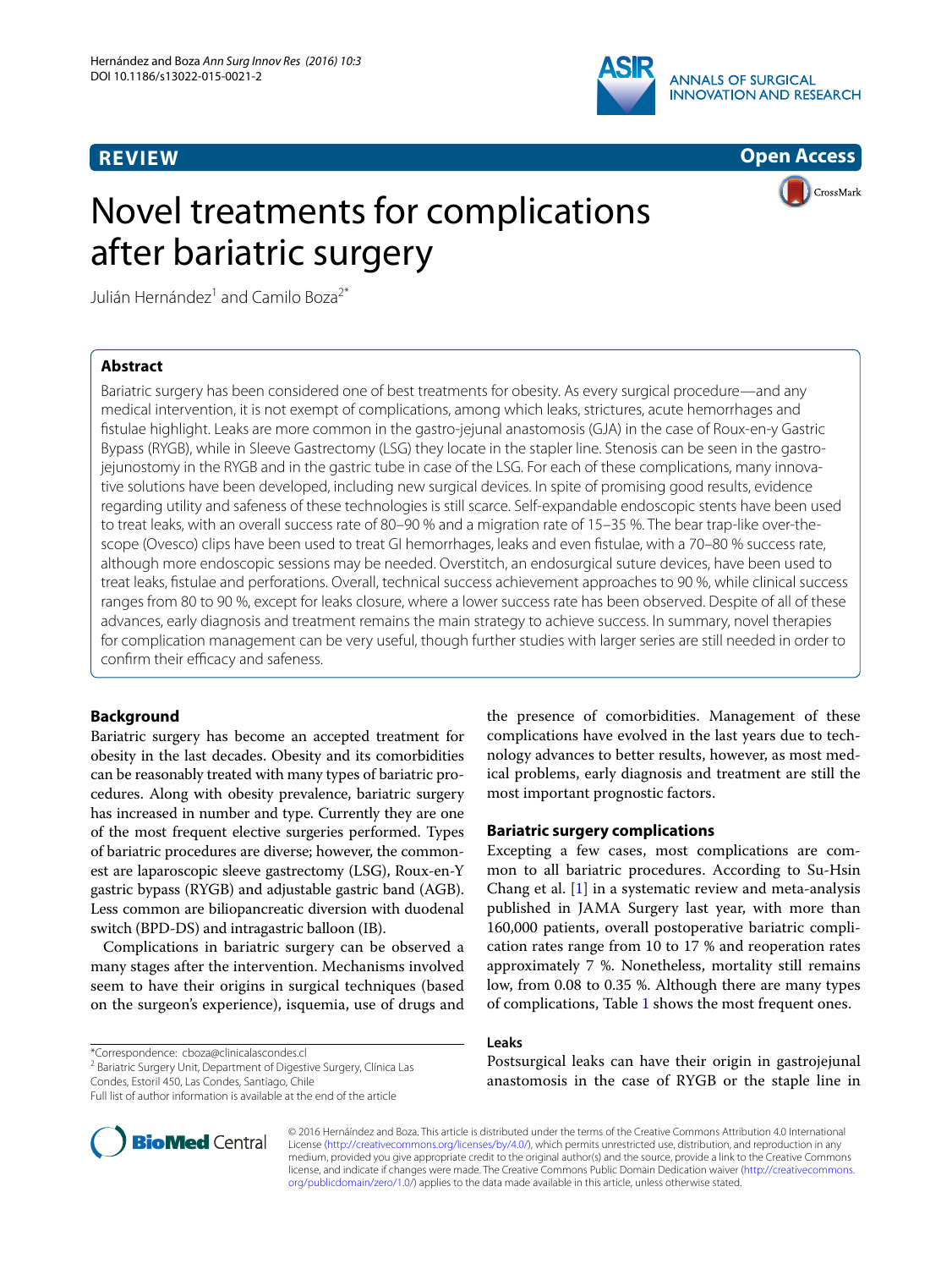**REVIEW**

**Open Access**

# Novel treatments for complications after bariatric surgery

Julián Hernández[1] and Camilo Boza[2*]

## Abstract

Bariatric surgery has been considered one of best treatments for obesity. As every surgical procedure—and any medical intervention, it is not exempt of complications, among which leaks, strictures, acute hemorrhages and fistulae highlight. Leaks are more common in the gastro-jejunal anastomosis (GJA) in the case of Roux-en-y Gastric Bypass (RYGB), while in Sleeve Gastrectomy (LSG) they locate in the stapler line. Stenosis can be seen in the gastro-jejunostomy in the RYGB and in the gastric tube in case of the LSG. For each of these complications, many innovative solutions have been developed, including new surgical devices. In spite of promising good results, evidence regarding utility and safeness of these technologies is still scarce. Self-expandable endoscopic stents have been used to treat leaks, with an overall success rate of 80–90 % and a migration rate of 15–35 %. The bear trap-like over-the-scope (Ovesco) clips have been used to treat GI hemorrhages, leaks and even fistulae, with a 70–80 % success rate, although more endoscopic sessions may be needed. Overstitch, an endosurgical suture devices, have been used to treat leaks, fistulae and perforations. Overall, technical success achievement approaches to 90 %, while clinical success ranges from 80 to 90 %, except for leaks closure, where a lower success rate has been observed. Despite of all of these advances, early diagnosis and treatment remains the main strategy to achieve success. In summary, novel therapies for complication management can be very useful, though further studies with larger series are still needed in order to confirm their efficacy and safeness.

## Background

Bariatric surgery has become an accepted treatment for obesity in the last decades. Obesity and its comorbidities can be reasonably treated with many types of bariatric procedures. Along with obesity prevalence, bariatric surgery has increased in number and type. Currently they are one of the most frequent elective surgeries performed. Types of bariatric procedures are diverse; however, the commonest are laparoscopic sleeve gastrectomy (LSG), Roux-en-Y gastric bypass (RYGB) and adjustable gastric band (AGB). Less common are biliopancreatic diversion with duodenal switch (BPD-DS) and intragastric balloon (IB).

Complications in bariatric surgery can be observed a many stages after the intervention. Mechanisms involved seem to have their origins in surgical techniques (based on the surgeon's experience), isquemia, use of drugs and the presence of comorbidities. Management of these complications have evolved in the last years due to technology advances to better results, however, as most medical problems, early diagnosis and treatment are still the most important prognostic factors.

## Bariatric surgery complications

Excepting a few cases, most complications are common to all bariatric procedures. According to Su-Hsin Chang et al. [1] in a systematic review and meta-analysis published in JAMA Surgery last year, with more than 160,000 patients, overall postoperative bariatric complication rates range from 10 to 17 % and reoperation rates approximately 7 %. Nonetheless, mortality still remains low, from 0.08 to 0.35 %. Although there are many types of complications, Table 1 shows the most frequent ones.

### Leaks

Postsurgical leaks can have their origin in gastrojejunal anastomosis in the case of RYGB or the staple line in

*Correspondence: cboza@clinicalascondes.cl
[2] Bariatric Surgery Unit, Department of Digestive Surgery, Clínica Las Condes, Estoril 450, Las Condes, Santiago, Chile
Full list of author information is available at the end of the article

© 2016 Hernández and Boza. This article is distributed under the terms of the Creative Commons Attribution 4.0 International License (http://creativecommons.org/licenses/by/4.0/), which permits unrestricted use, distribution, and reproduction in any medium, provided you give appropriate credit to the original author(s) and the source, provide a link to the Creative Commons license, and indicate if changes were made. The Creative Commons Public Domain Dedication waiver (http://creativecommons.org/publicdomain/zero/1.0/) applies to the data made available in this article, unless otherwise stated.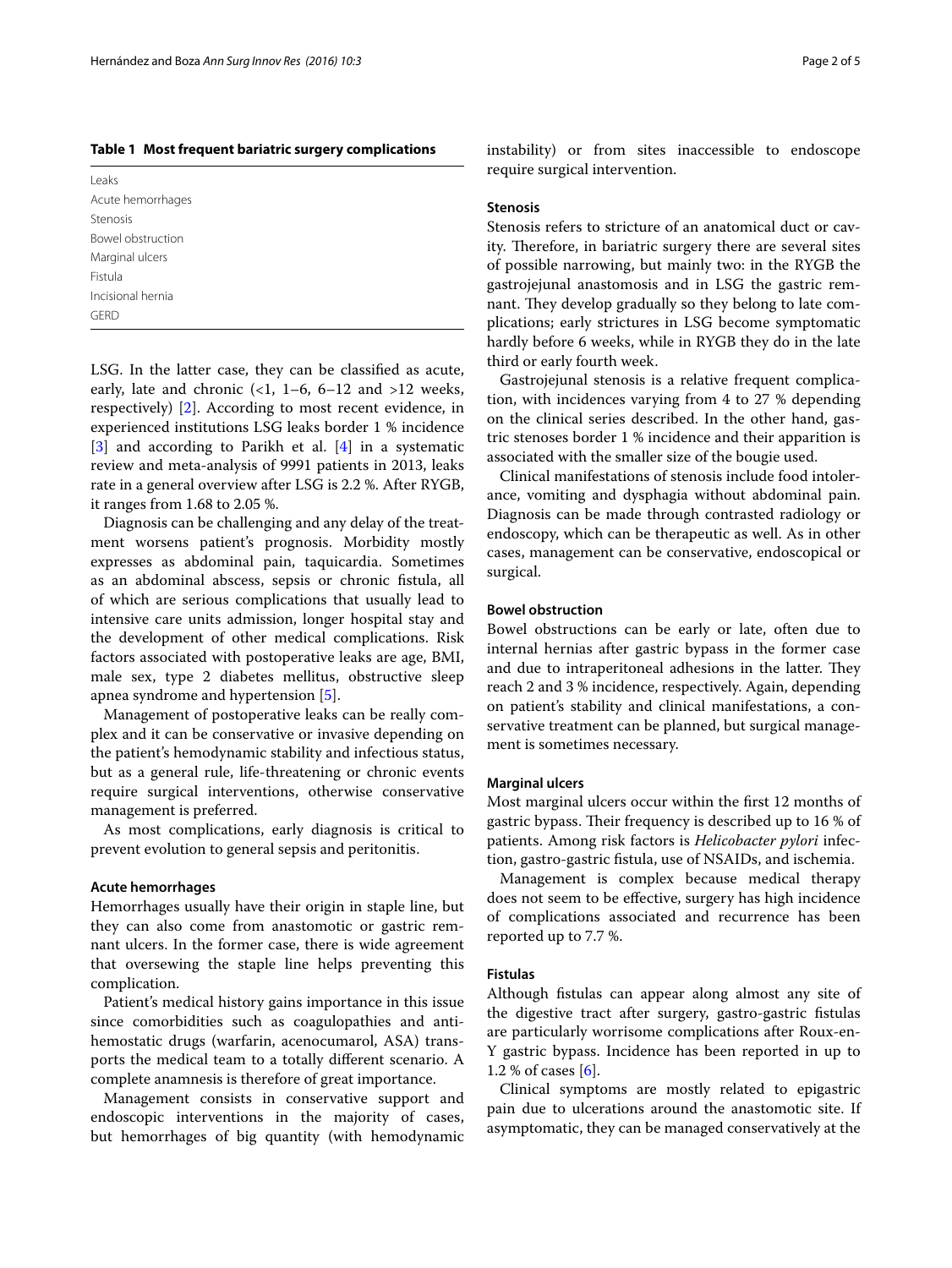**Table 1 Most frequent bariatric surgery complications**

| |
|---|
| Leaks |
| Acute hemorrhages |
| Stenosis |
| Bowel obstruction |
| Marginal ulcers |
| Fistula |
| Incisional hernia |
| GERD |

LSG. In the latter case, they can be classified as acute, early, late and chronic (<1, 1–6, 6–12 and >12 weeks, respectively) [2]. According to most recent evidence, in experienced institutions LSG leaks border 1 % incidence [3] and according to Parikh et al. [4] in a systematic review and meta-analysis of 9991 patients in 2013, leaks rate in a general overview after LSG is 2.2 %. After RYGB, it ranges from 1.68 to 2.05 %.

Diagnosis can be challenging and any delay of the treatment worsens patient's prognosis. Morbidity mostly expresses as abdominal pain, taquicardia. Sometimes as an abdominal abscess, sepsis or chronic fistula, all of which are serious complications that usually lead to intensive care units admission, longer hospital stay and the development of other medical complications. Risk factors associated with postoperative leaks are age, BMI, male sex, type 2 diabetes mellitus, obstructive sleep apnea syndrome and hypertension [5].

Management of postoperative leaks can be really complex and it can be conservative or invasive depending on the patient's hemodynamic stability and infectious status, but as a general rule, life-threatening or chronic events require surgical interventions, otherwise conservative management is preferred.

As most complications, early diagnosis is critical to prevent evolution to general sepsis and peritonitis.

### Acute hemorrhages

Hemorrhages usually have their origin in staple line, but they can also come from anastomotic or gastric remnant ulcers. In the former case, there is wide agreement that oversewing the staple line helps preventing this complication.

Patient's medical history gains importance in this issue since comorbidities such as coagulopathies and antihemostatic drugs (warfarin, acenocumarol, ASA) transports the medical team to a totally different scenario. A complete anamnesis is therefore of great importance.

Management consists in conservative support and endoscopic interventions in the majority of cases, but hemorrhages of big quantity (with hemodynamic instability) or from sites inaccessible to endoscope require surgical intervention.

### Stenosis

Stenosis refers to stricture of an anatomical duct or cavity. Therefore, in bariatric surgery there are several sites of possible narrowing, but mainly two: in the RYGB the gastrojejunal anastomosis and in LSG the gastric remnant. They develop gradually so they belong to late complications; early strictures in LSG become symptomatic hardly before 6 weeks, while in RYGB they do in the late third or early fourth week.

Gastrojejunal stenosis is a relative frequent complication, with incidences varying from 4 to 27 % depending on the clinical series described. In the other hand, gastric stenoses border 1 % incidence and their apparition is associated with the smaller size of the bougie used.

Clinical manifestations of stenosis include food intolerance, vomiting and dysphagia without abdominal pain. Diagnosis can be made through contrasted radiology or endoscopy, which can be therapeutic as well. As in other cases, management can be conservative, endoscopical or surgical.

### Bowel obstruction

Bowel obstructions can be early or late, often due to internal hernias after gastric bypass in the former case and due to intraperitoneal adhesions in the latter. They reach 2 and 3 % incidence, respectively. Again, depending on patient's stability and clinical manifestations, a conservative treatment can be planned, but surgical management is sometimes necessary.

### Marginal ulcers

Most marginal ulcers occur within the first 12 months of gastric bypass. Their frequency is described up to 16 % of patients. Among risk factors is *Helicobacter pylori* infection, gastro-gastric fistula, use of NSAIDs, and ischemia.

Management is complex because medical therapy does not seem to be effective, surgery has high incidence of complications associated and recurrence has been reported up to 7.7 %.

### Fistulas

Although fistulas can appear along almost any site of the digestive tract after surgery, gastro-gastric fistulas are particularly worrisome complications after Roux-en-Y gastric bypass. Incidence has been reported in up to 1.2 % of cases [6].

Clinical symptoms are mostly related to epigastric pain due to ulcerations around the anastomotic site. If asymptomatic, they can be managed conservatively at the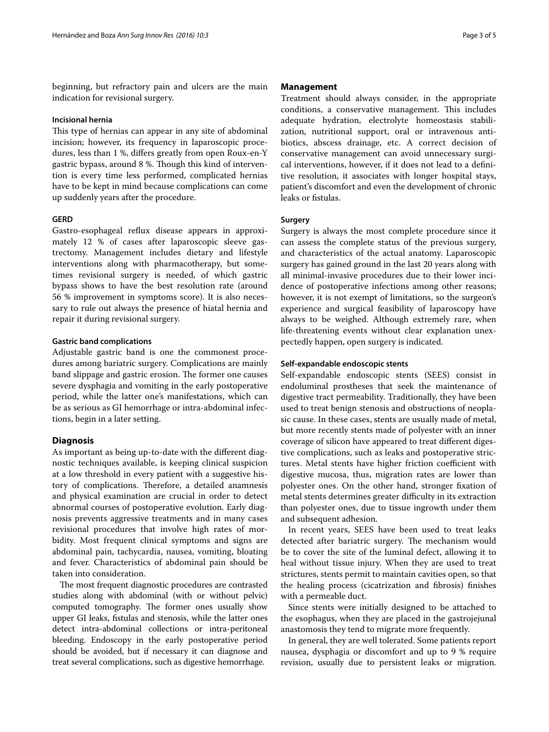beginning, but refractory pain and ulcers are the main indication for revisional surgery.

#### Incisional hernia

This type of hernias can appear in any site of abdominal incision; however, its frequency in laparoscopic procedures, less than 1 %, differs greatly from open Roux-en-Y gastric bypass, around 8 %. Though this kind of intervention is every time less performed, complicated hernias have to be kept in mind because complications can come up suddenly years after the procedure.

#### GERD

Gastro-esophageal reflux disease appears in approximately 12 % of cases after laparoscopic sleeve gastrectomy. Management includes dietary and lifestyle interventions along with pharmacotherapy, but sometimes revisional surgery is needed, of which gastric bypass shows to have the best resolution rate (around 56 % improvement in symptoms score). It is also necessary to rule out always the presence of hiatal hernia and repair it during revisional surgery.

#### Gastric band complications

Adjustable gastric band is one the commonest procedures among bariatric surgery. Complications are mainly band slippage and gastric erosion. The former one causes severe dysphagia and vomiting in the early postoperative period, while the latter one's manifestations, which can be as serious as GI hemorrhage or intra-abdominal infections, begin in a later setting.

## Diagnosis

As important as being up-to-date with the different diagnostic techniques available, is keeping clinical suspicion at a low threshold in every patient with a suggestive history of complications. Therefore, a detailed anamnesis and physical examination are crucial in order to detect abnormal courses of postoperative evolution. Early diagnosis prevents aggressive treatments and in many cases revisional procedures that involve high rates of morbidity. Most frequent clinical symptoms and signs are abdominal pain, tachycardia, nausea, vomiting, bloating and fever. Characteristics of abdominal pain should be taken into consideration.

The most frequent diagnostic procedures are contrasted studies along with abdominal (with or without pelvic) computed tomography. The former ones usually show upper GI leaks, fistulas and stenosis, while the latter ones detect intra-abdominal collections or intra-peritoneal bleeding. Endoscopy in the early postoperative period should be avoided, but if necessary it can diagnose and treat several complications, such as digestive hemorrhage.

## Management

Treatment should always consider, in the appropriate conditions, a conservative management. This includes adequate hydration, electrolyte homeostasis stabilization, nutritional support, oral or intravenous antibiotics, abscess drainage, etc. A correct decision of conservative management can avoid unnecessary surgical interventions, however, if it does not lead to a definitive resolution, it associates with longer hospital stays, patient's discomfort and even the development of chronic leaks or fistulas.

#### Surgery

Surgery is always the most complete procedure since it can assess the complete status of the previous surgery, and characteristics of the actual anatomy. Laparoscopic surgery has gained ground in the last 20 years along with all minimal-invasive procedures due to their lower incidence of postoperative infections among other reasons; however, it is not exempt of limitations, so the surgeon's experience and surgical feasibility of laparoscopy have always to be weighed. Although extremely rare, when life-threatening events without clear explanation unexpectedly happen, open surgery is indicated.

#### Self-expandable endoscopic stents

Self-expandable endoscopic stents (SEES) consist in endoluminal prostheses that seek the maintenance of digestive tract permeability. Traditionally, they have been used to treat benign stenosis and obstructions of neoplasic cause. In these cases, stents are usually made of metal, but more recently stents made of polyester with an inner coverage of silicon have appeared to treat different digestive complications, such as leaks and postoperative strictures. Metal stents have higher friction coefficient with digestive mucosa, thus, migration rates are lower than polyester ones. On the other hand, stronger fixation of metal stents determines greater difficulty in its extraction than polyester ones, due to tissue ingrowth under them and subsequent adhesion.

In recent years, SEES have been used to treat leaks detected after bariatric surgery. The mechanism would be to cover the site of the luminal defect, allowing it to heal without tissue injury. When they are used to treat strictures, stents permit to maintain cavities open, so that the healing process (cicatrization and fibrosis) finishes with a permeable duct.

Since stents were initially designed to be attached to the esophagus, when they are placed in the gastrojejunal anastomosis they tend to migrate more frequently.

In general, they are well tolerated. Some patients report nausea, dysphagia or discomfort and up to 9 % require revision, usually due to persistent leaks or migration.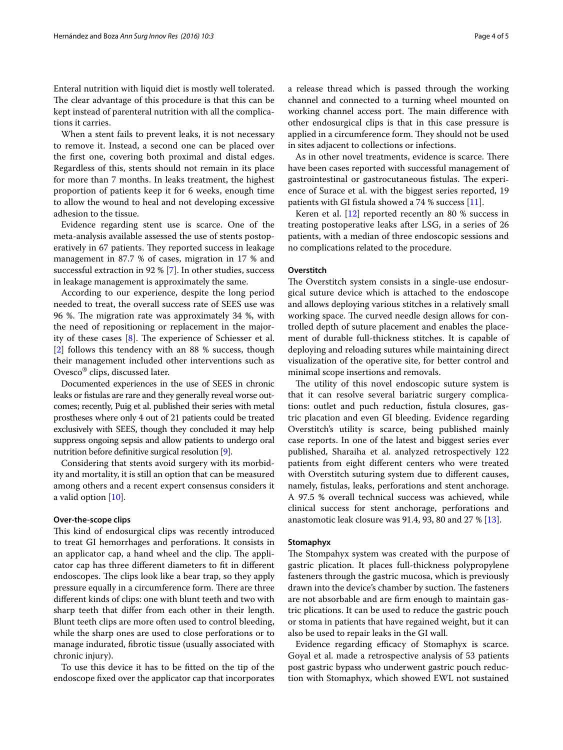Enteral nutrition with liquid diet is mostly well tolerated. The clear advantage of this procedure is that this can be kept instead of parenteral nutrition with all the complications it carries.

When a stent fails to prevent leaks, it is not necessary to remove it. Instead, a second one can be placed over the first one, covering both proximal and distal edges. Regardless of this, stents should not remain in its place for more than 7 months. In leaks treatment, the highest proportion of patients keep it for 6 weeks, enough time to allow the wound to heal and not developing excessive adhesion to the tissue.

Evidence regarding stent use is scarce. One of the meta-analysis available assessed the use of stents postoperatively in 67 patients. They reported success in leakage management in 87.7 % of cases, migration in 17 % and successful extraction in 92 % [7]. In other studies, success in leakage management is approximately the same.

According to our experience, despite the long period needed to treat, the overall success rate of SEES use was 96 %. The migration rate was approximately 34 %, with the need of repositioning or replacement in the majority of these cases [8]. The experience of Schiesser et al. [2] follows this tendency with an 88 % success, though their management included other interventions such as Ovesco® clips, discussed later.

Documented experiences in the use of SEES in chronic leaks or fistulas are rare and they generally reveal worse outcomes; recently, Puig et al. published their series with metal prostheses where only 4 out of 21 patients could be treated exclusively with SEES, though they concluded it may help suppress ongoing sepsis and allow patients to undergo oral nutrition before definitive surgical resolution [9].

Considering that stents avoid surgery with its morbidity and mortality, it is still an option that can be measured among others and a recent expert consensus considers it a valid option [10].

#### Over-the-scope clips

This kind of endosurgical clips was recently introduced to treat GI hemorrhages and perforations. It consists in an applicator cap, a hand wheel and the clip. The applicator cap has three different diameters to fit in different endoscopes. The clips look like a bear trap, so they apply pressure equally in a circumference form. There are three different kinds of clips: one with blunt teeth and two with sharp teeth that differ from each other in their length. Blunt teeth clips are more often used to control bleeding, while the sharp ones are used to close perforations or to manage indurated, fibrotic tissue (usually associated with chronic injury).

To use this device it has to be fitted on the tip of the endoscope fixed over the applicator cap that incorporates a release thread which is passed through the working channel and connected to a turning wheel mounted on working channel access port. The main difference with other endosurgical clips is that in this case pressure is applied in a circumference form. They should not be used in sites adjacent to collections or infections.

As in other novel treatments, evidence is scarce. There have been cases reported with successful management of gastrointestinal or gastrocutaneous fistulas. The experience of Surace et al. with the biggest series reported, 19 patients with GI fistula showed a 74 % success [11].

Keren et al. [12] reported recently an 80 % success in treating postoperative leaks after LSG, in a series of 26 patients, with a median of three endoscopic sessions and no complications related to the procedure.

#### Overstitch

The Overstitch system consists in a single-use endosurgical suture device which is attached to the endoscope and allows deploying various stitches in a relatively small working space. The curved needle design allows for controlled depth of suture placement and enables the placement of durable full-thickness stitches. It is capable of deploying and reloading sutures while maintaining direct visualization of the operative site, for better control and minimal scope insertions and removals.

The utility of this novel endoscopic suture system is that it can resolve several bariatric surgery complications: outlet and puch reduction, fistula closures, gastric placation and even GI bleeding. Evidence regarding Overstitch's utility is scarce, being published mainly case reports. In one of the latest and biggest series ever published, Sharaiha et al. analyzed retrospectively 122 patients from eight different centers who were treated with Overstitch suturing system due to different causes, namely, fistulas, leaks, perforations and stent anchorage. A 97.5 % overall technical success was achieved, while clinical success for stent anchorage, perforations and anastomotic leak closure was 91.4, 93, 80 and 27 % [13].

#### Stomaphyx

The Stompahyx system was created with the purpose of gastric plication. It places full-thickness polypropylene fasteners through the gastric mucosa, which is previously drawn into the device's chamber by suction. The fasteners are not absorbable and are firm enough to maintain gastric plications. It can be used to reduce the gastric pouch or stoma in patients that have regained weight, but it can also be used to repair leaks in the GI wall.

Evidence regarding efficacy of Stomaphyx is scarce. Goyal et al. made a retrospective analysis of 53 patients post gastric bypass who underwent gastric pouch reduction with Stomaphyx, which showed EWL not sustained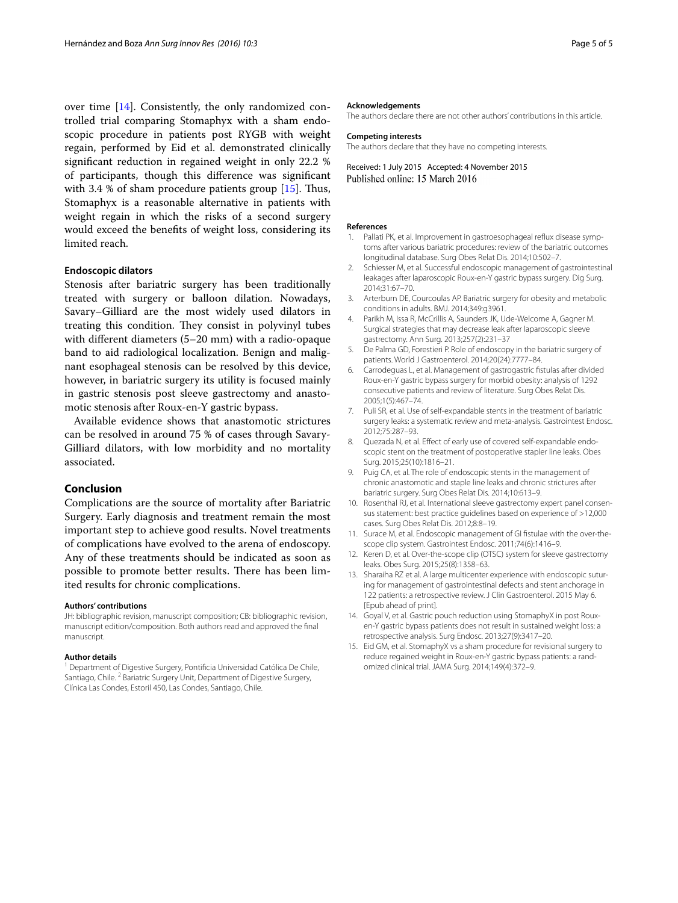over time [14]. Consistently, the only randomized controlled trial comparing Stomaphyx with a sham endoscopic procedure in patients post RYGB with weight regain, performed by Eid et al. demonstrated clinically significant reduction in regained weight in only 22.2 % of participants, though this difference was significant with 3.4 % of sham procedure patients group [15]. Thus, Stomaphyx is a reasonable alternative in patients with weight regain in which the risks of a second surgery would exceed the benefits of weight loss, considering its limited reach.

### Endoscopic dilators

Stenosis after bariatric surgery has been traditionally treated with surgery or balloon dilation. Nowadays, Savary–Gilliard are the most widely used dilators in treating this condition. They consist in polyvinyl tubes with different diameters (5–20 mm) with a radio-opaque band to aid radiological localization. Benign and malignant esophageal stenosis can be resolved by this device, however, in bariatric surgery its utility is focused mainly in gastric stenosis post sleeve gastrectomy and anastomotic stenosis after Roux-en-Y gastric bypass.

Available evidence shows that anastomotic strictures can be resolved in around 75 % of cases through Savary-Gilliard dilators, with low morbidity and no mortality associated.

## Conclusion

Complications are the source of mortality after Bariatric Surgery. Early diagnosis and treatment remain the most important step to achieve good results. Novel treatments of complications have evolved to the arena of endoscopy. Any of these treatments should be indicated as soon as possible to promote better results. There has been limited results for chronic complications.

#### Authors' contributions

JH: bibliographic revision, manuscript composition; CB: bibliographic revision, manuscript edition/composition. Both authors read and approved the final manuscript.

#### Author details

[1] Department of Digestive Surgery, Pontificia Universidad Católica De Chile, Santiago, Chile. [2] Bariatric Surgery Unit, Department of Digestive Surgery, Clínica Las Condes, Estoril 450, Las Condes, Santiago, Chile.

#### Acknowledgements

The authors declare there are not other authors' contributions in this article.

#### Competing interests

The authors declare that they have no competing interests.

Received: 1 July 2015 Accepted: 4 November 2015
Published online: 15 March 2016

#### References

1. Pallati PK, et al. Improvement in gastroesophageal reflux disease symptoms after various bariatric procedures: review of the bariatric outcomes longitudinal database. Surg Obes Relat Dis. 2014;10:502–7.
2. Schiesser M, et al. Successful endoscopic management of gastrointestinal leakages after laparoscopic Roux-en-Y gastric bypass surgery. Dig Surg. 2014;31:67–70.
3. Arterburn DE, Courcoulas AP. Bariatric surgery for obesity and metabolic conditions in adults. BMJ. 2014;349:g3961.
4. Parikh M, Issa R, McCrillis A, Saunders JK, Ude-Welcome A, Gagner M. Surgical strategies that may decrease leak after laparoscopic sleeve gastrectomy. Ann Surg. 2013;257(2):231–37
5. De Palma GD, Forestieri P. Role of endoscopy in the bariatric surgery of patients. World J Gastroenterol. 2014;20(24):7777–84.
6. Carrodeguas L, et al. Management of gastrogastric fistulas after divided Roux-en-Y gastric bypass surgery for morbid obesity: analysis of 1292 consecutive patients and review of literature. Surg Obes Relat Dis. 2005;1(5):467–74.
7. Puli SR, et al. Use of self-expandable stents in the treatment of bariatric surgery leaks: a systematic review and meta-analysis. Gastrointest Endosc. 2012;75:287–93.
8. Quezada N, et al. Effect of early use of covered self-expandable endoscopic stent on the treatment of postoperative stapler line leaks. Obes Surg. 2015;25(10):1816–21.
9. Puig CA, et al. The role of endoscopic stents in the management of chronic anastomotic and staple line leaks and chronic strictures after bariatric surgery. Surg Obes Relat Dis. 2014;10:613–9.
10. Rosenthal RJ, et al. International sleeve gastrectomy expert panel consensus statement: best practice guidelines based on experience of >12,000 cases. Surg Obes Relat Dis. 2012;8:8–19.
11. Surace M, et al. Endoscopic management of GI fistulae with the over-the-scope clip system. Gastrointest Endosc. 2011;74(6):1416–9.
12. Keren D, et al. Over-the-scope clip (OTSC) system for sleeve gastrectomy leaks. Obes Surg. 2015;25(8):1358–63.
13. Sharaiha RZ et al. A large multicenter experience with endoscopic suturing for management of gastrointestinal defects and stent anchorage in 122 patients: a retrospective review. J Clin Gastroenterol. 2015 May 6. [Epub ahead of print].
14. Goyal V, et al. Gastric pouch reduction using StomaphyX in post Roux-en-Y gastric bypass patients does not result in sustained weight loss: a retrospective analysis. Surg Endosc. 2013;27(9):3417–20.
15. Eid GM, et al. StomaphyX vs a sham procedure for revisional surgery to reduce regained weight in Roux-en-Y gastric bypass patients: a randomized clinical trial. JAMA Surg. 2014;149(4):372–9.